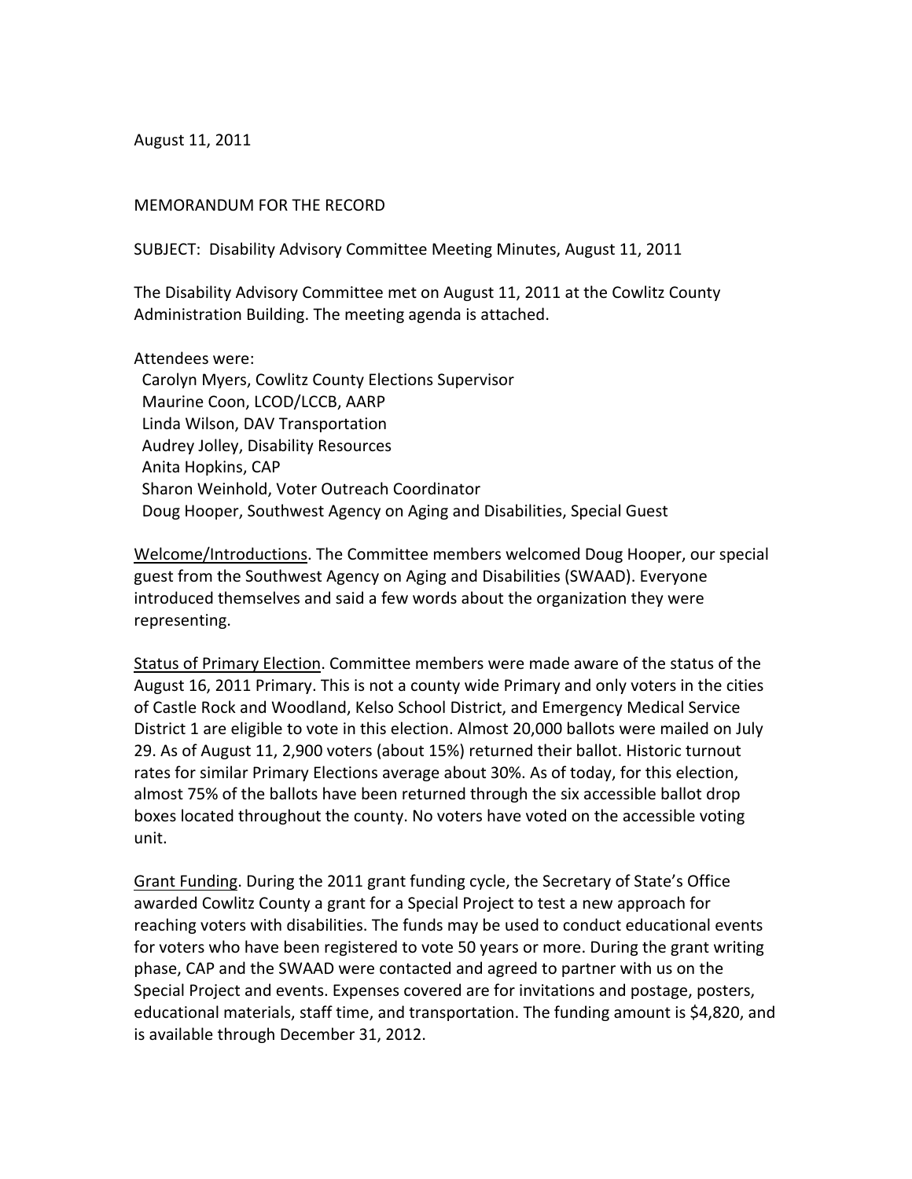August 11, 2011

MEMORANDUM FOR THE RECORD

SUBJECT: Disability Advisory Committee Meeting Minutes, August 11, 2011

The Disability Advisory Committee met on August 11, 2011 at the Cowlitz County Administration Building. The meeting agenda is attached.

Attendees were:
- Carolyn Myers, Cowlitz County Elections Supervisor
- Maurine Coon, LCOD/LCCB, AARP
- Linda Wilson, DAV Transportation
- Audrey Jolley, Disability Resources
- Anita Hopkins, CAP
- Sharon Weinhold, Voter Outreach Coordinator
- Doug Hooper, Southwest Agency on Aging and Disabilities, Special Guest

<u>Welcome/Introductions</u>. The Committee members welcomed Doug Hooper, our special guest from the Southwest Agency on Aging and Disabilities (SWAAD). Everyone introduced themselves and said a few words about the organization they were representing.

<u>Status of Primary Election</u>. Committee members were made aware of the status of the August 16, 2011 Primary. This is not a county wide Primary and only voters in the cities of Castle Rock and Woodland, Kelso School District, and Emergency Medical Service District 1 are eligible to vote in this election. Almost 20,000 ballots were mailed on July 29. As of August 11, 2,900 voters (about 15%) returned their ballot. Historic turnout rates for similar Primary Elections average about 30%. As of today, for this election, almost 75% of the ballots have been returned through the six accessible ballot drop boxes located throughout the county. No voters have voted on the accessible voting unit.

<u>Grant Funding</u>. During the 2011 grant funding cycle, the Secretary of State's Office awarded Cowlitz County a grant for a Special Project to test a new approach for reaching voters with disabilities. The funds may be used to conduct educational events for voters who have been registered to vote 50 years or more. During the grant writing phase, CAP and the SWAAD were contacted and agreed to partner with us on the Special Project and events. Expenses covered are for invitations and postage, posters, educational materials, staff time, and transportation. The funding amount is $4,820, and is available through December 31, 2012.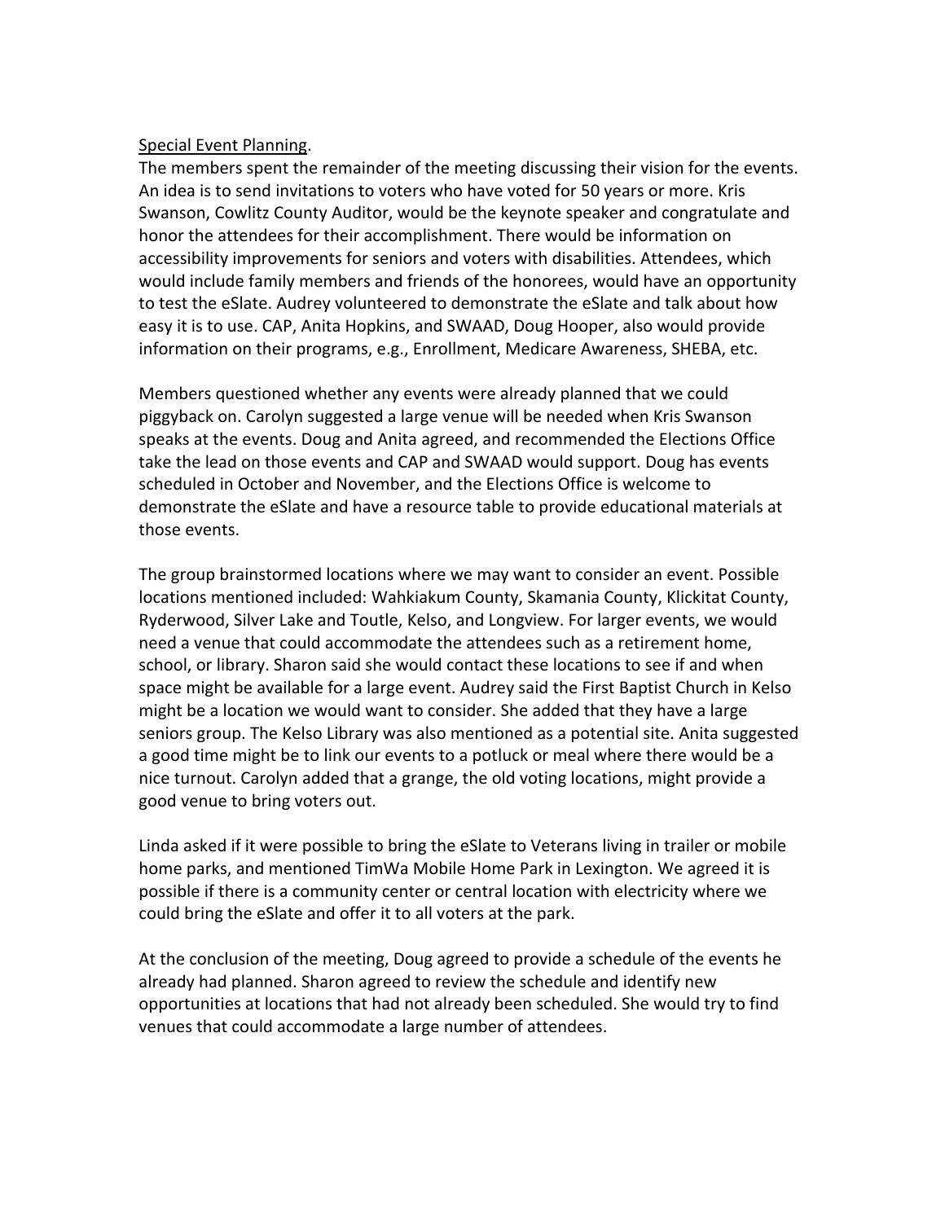Special Event Planning.

The members spent the remainder of the meeting discussing their vision for the events. An idea is to send invitations to voters who have voted for 50 years or more. Kris Swanson, Cowlitz County Auditor, would be the keynote speaker and congratulate and honor the attendees for their accomplishment. There would be information on accessibility improvements for seniors and voters with disabilities. Attendees, which would include family members and friends of the honorees, would have an opportunity to test the eSlate. Audrey volunteered to demonstrate the eSlate and talk about how easy it is to use. CAP, Anita Hopkins, and SWAAD, Doug Hooper, also would provide information on their programs, e.g., Enrollment, Medicare Awareness, SHEBA, etc.

Members questioned whether any events were already planned that we could piggyback on. Carolyn suggested a large venue will be needed when Kris Swanson speaks at the events. Doug and Anita agreed, and recommended the Elections Office take the lead on those events and CAP and SWAAD would support. Doug has events scheduled in October and November, and the Elections Office is welcome to demonstrate the eSlate and have a resource table to provide educational materials at those events.

The group brainstormed locations where we may want to consider an event. Possible locations mentioned included: Wahkiakum County, Skamania County, Klickitat County, Ryderwood, Silver Lake and Toutle, Kelso, and Longview. For larger events, we would need a venue that could accommodate the attendees such as a retirement home, school, or library. Sharon said she would contact these locations to see if and when space might be available for a large event. Audrey said the First Baptist Church in Kelso might be a location we would want to consider. She added that they have a large seniors group. The Kelso Library was also mentioned as a potential site. Anita suggested a good time might be to link our events to a potluck or meal where there would be a nice turnout. Carolyn added that a grange, the old voting locations, might provide a good venue to bring voters out.

Linda asked if it were possible to bring the eSlate to Veterans living in trailer or mobile home parks, and mentioned TimWa Mobile Home Park in Lexington. We agreed it is possible if there is a community center or central location with electricity where we could bring the eSlate and offer it to all voters at the park.

At the conclusion of the meeting, Doug agreed to provide a schedule of the events he already had planned. Sharon agreed to review the schedule and identify new opportunities at locations that had not already been scheduled. She would try to find venues that could accommodate a large number of attendees.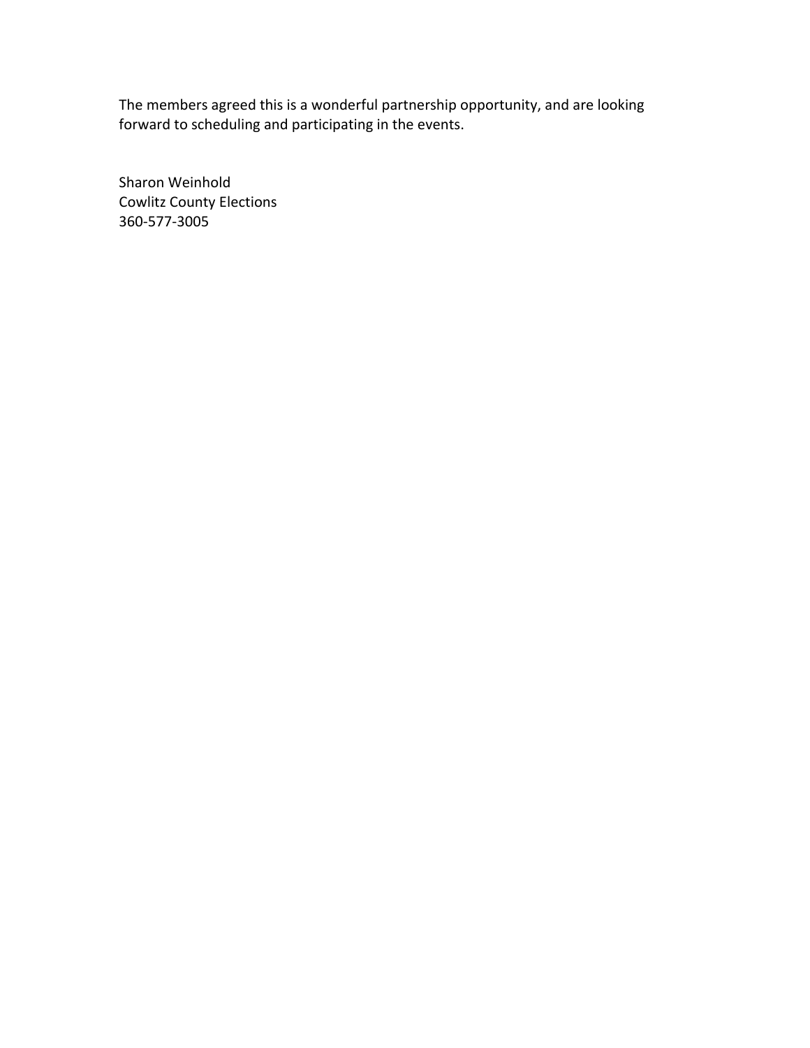The members agreed this is a wonderful partnership opportunity, and are looking forward to scheduling and participating in the events.

Sharon Weinhold
Cowlitz County Elections
360-577-3005